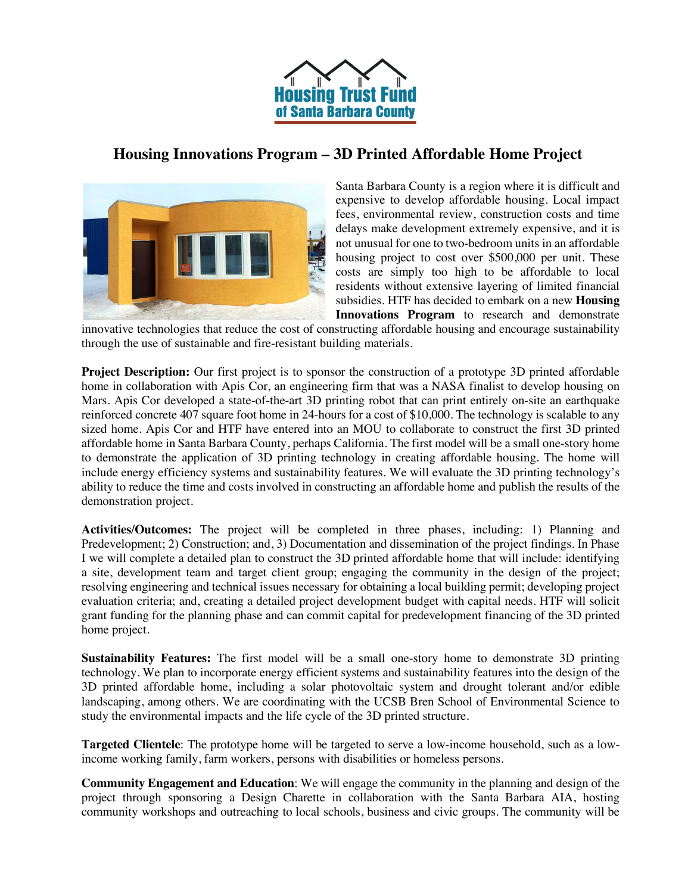Housing Trust Fund of Santa Barbara County

# Housing Innovations Program – 3D Printed Affordable Home Project

Santa Barbara County is a region where it is difficult and expensive to develop affordable housing. Local impact fees, environmental review, construction costs and time delays make development extremely expensive, and it is not unusual for one to two-bedroom units in an affordable housing project to cost over $500,000 per unit. These costs are simply too high to be affordable to local residents without extensive layering of limited financial subsidies. HTF has decided to embark on a new **Housing Innovations Program** to research and demonstrate innovative technologies that reduce the cost of constructing affordable housing and encourage sustainability through the use of sustainable and fire-resistant building materials.

**Project Description:** Our first project is to sponsor the construction of a prototype 3D printed affordable home in collaboration with Apis Cor, an engineering firm that was a NASA finalist to develop housing on Mars. Apis Cor developed a state-of-the-art 3D printing robot that can print entirely on-site an earthquake reinforced concrete 407 square foot home in 24-hours for a cost of $10,000. The technology is scalable to any sized home. Apis Cor and HTF have entered into an MOU to collaborate to construct the first 3D printed affordable home in Santa Barbara County, perhaps California. The first model will be a small one-story home to demonstrate the application of 3D printing technology in creating affordable housing. The home will include energy efficiency systems and sustainability features. We will evaluate the 3D printing technology's ability to reduce the time and costs involved in constructing an affordable home and publish the results of the demonstration project.

**Activities/Outcomes:** The project will be completed in three phases, including: 1) Planning and Predevelopment; 2) Construction; and, 3) Documentation and dissemination of the project findings. In Phase I we will complete a detailed plan to construct the 3D printed affordable home that will include: identifying a site, development team and target client group; engaging the community in the design of the project; resolving engineering and technical issues necessary for obtaining a local building permit; developing project evaluation criteria; and, creating a detailed project development budget with capital needs. HTF will solicit grant funding for the planning phase and can commit capital for predevelopment financing of the 3D printed home project.

**Sustainability Features:** The first model will be a small one-story home to demonstrate 3D printing technology. We plan to incorporate energy efficient systems and sustainability features into the design of the 3D printed affordable home, including a solar photovoltaic system and drought tolerant and/or edible landscaping, among others. We are coordinating with the UCSB Bren School of Environmental Science to study the environmental impacts and the life cycle of the 3D printed structure.

**Targeted Clientele**: The prototype home will be targeted to serve a low-income household, such as a low-income working family, farm workers, persons with disabilities or homeless persons.

**Community Engagement and Education**: We will engage the community in the planning and design of the project through sponsoring a Design Charette in collaboration with the Santa Barbara AIA, hosting community workshops and outreaching to local schools, business and civic groups. The community will be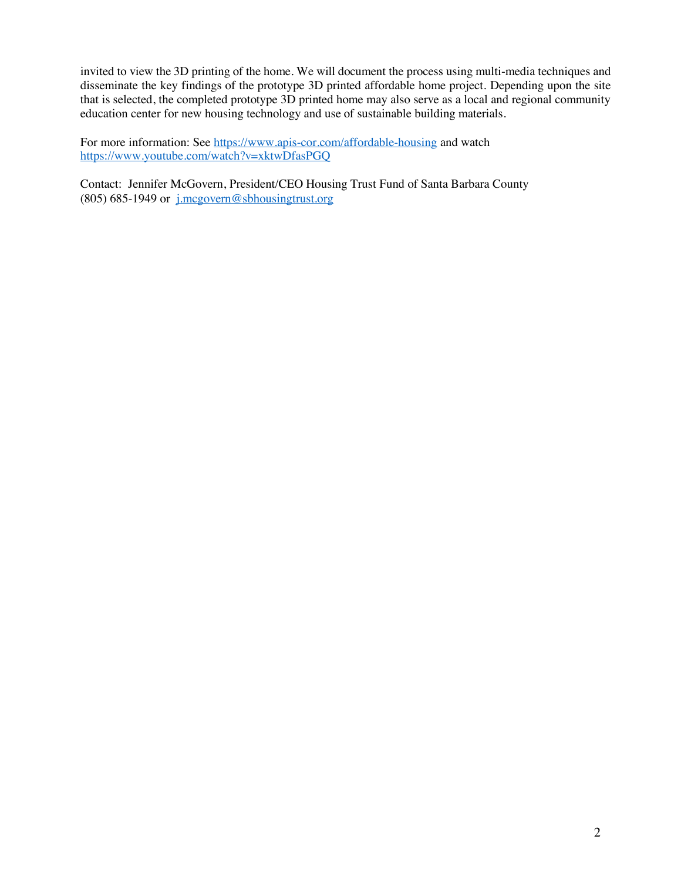invited to view the 3D printing of the home. We will document the process using multi-media techniques and disseminate the key findings of the prototype 3D printed affordable home project. Depending upon the site that is selected, the completed prototype 3D printed home may also serve as a local and regional community education center for new housing technology and use of sustainable building materials.

For more information: See https://www.apis-cor.com/affordable-housing and watch https://www.youtube.com/watch?v=xktwDfasPGQ

Contact: Jennifer McGovern, President/CEO Housing Trust Fund of Santa Barbara County
(805) 685-1949 or j.mcgovern@sbhousingtrust.org